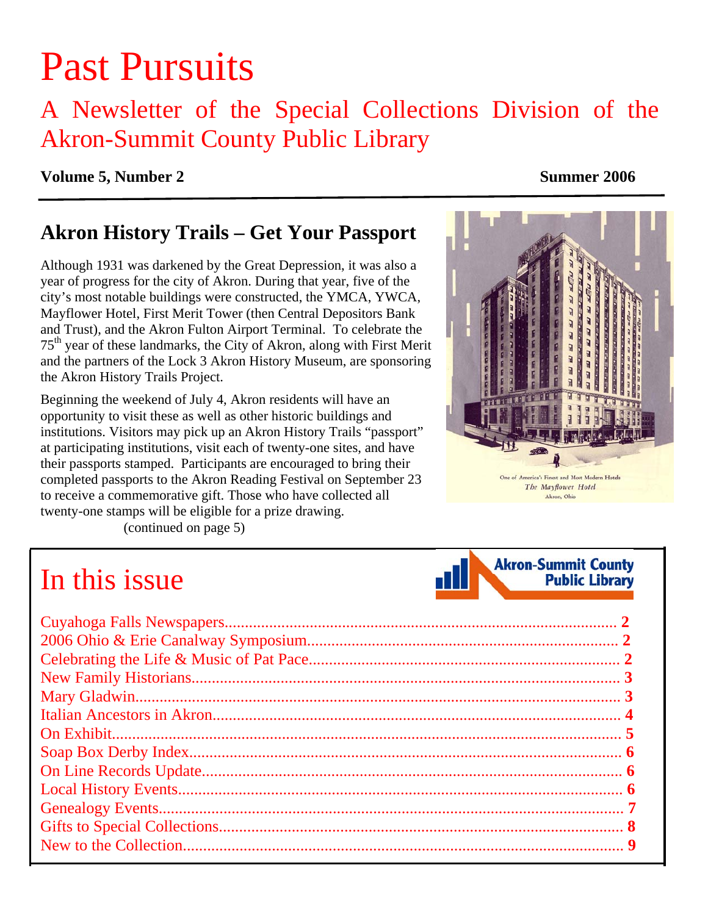# Past Pursuits

## A Newsletter of the Special Collections Division of the Akron-Summit County Public Library

**Volume 5, Number 2** **Summer 2006**

## Akron History Trails – Get Your Passport

Although 1931 was darkened by the Great Depression, it was also a year of progress for the city of Akron. During that year, five of the city's most notable buildings were constructed, the YMCA, YWCA, Mayflower Hotel, First Merit Tower (then Central Depositors Bank and Trust), and the Akron Fulton Airport Terminal. To celebrate the 75th year of these landmarks, the City of Akron, along with First Merit and the partners of the Lock 3 Akron History Museum, are sponsoring the Akron History Trails Project.

Beginning the weekend of July 4, Akron residents will have an opportunity to visit these as well as other historic buildings and institutions. Visitors may pick up an Akron History Trails "passport" at participating institutions, visit each of twenty-one sites, and have their passports stamped. Participants are encouraged to bring their completed passports to the Akron Reading Festival on September 23 to receive a commemorative gift. Those who have collected all twenty-one stamps will be eligible for a prize drawing.

(continued on page 5)

One of America's Finest and Most Modern Hotels
*The Mayflower Hotel*
Akron, Ohio

# In this issue

Akron-Summit County Public Library

- Cuyahoga Falls Newspapers.......... **2**
- 2006 Ohio & Erie Canalway Symposium.......... **2**
- Celebrating the Life & Music of Pat Pace.......... **2**
- New Family Historians.......... **3**
- Mary Gladwin.......... **3**
- Italian Ancestors in Akron.......... **4**
- On Exhibit.......... **5**
- Soap Box Derby Index.......... **6**
- On Line Records Update.......... **6**
- Local History Events.......... **6**
- Genealogy Events.......... **7**
- Gifts to Special Collections.......... **8**
- New to the Collection.......... **9**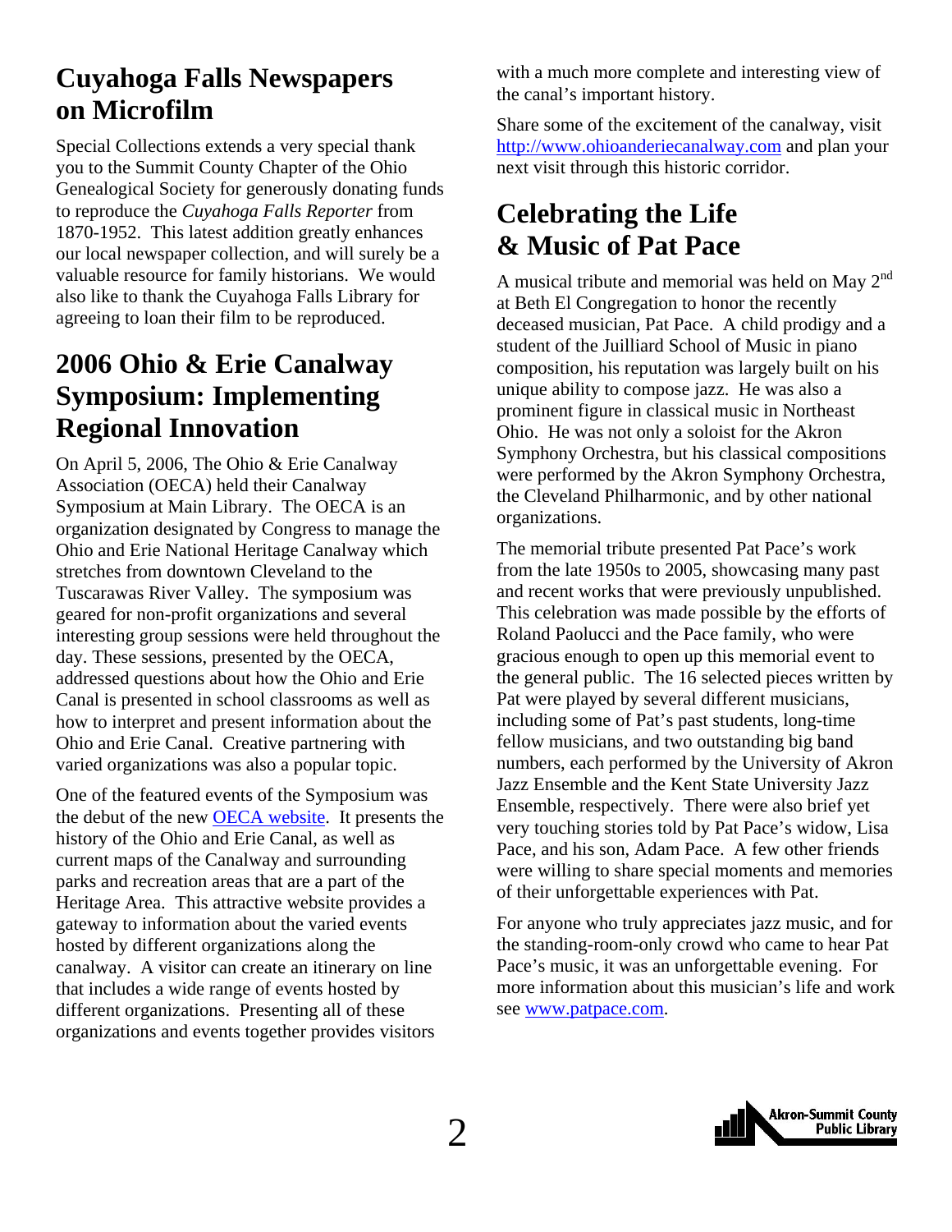## Cuyahoga Falls Newspapers on Microfilm

Special Collections extends a very special thank you to the Summit County Chapter of the Ohio Genealogical Society for generously donating funds to reproduce the *Cuyahoga Falls Reporter* from 1870-1952. This latest addition greatly enhances our local newspaper collection, and will surely be a valuable resource for family historians. We would also like to thank the Cuyahoga Falls Library for agreeing to loan their film to be reproduced.

## 2006 Ohio & Erie Canalway Symposium: Implementing Regional Innovation

On April 5, 2006, The Ohio & Erie Canalway Association (OECA) held their Canalway Symposium at Main Library. The OECA is an organization designated by Congress to manage the Ohio and Erie National Heritage Canalway which stretches from downtown Cleveland to the Tuscarawas River Valley. The symposium was geared for non-profit organizations and several interesting group sessions were held throughout the day. These sessions, presented by the OECA, addressed questions about how the Ohio and Erie Canal is presented in school classrooms as well as how to interpret and present information about the Ohio and Erie Canal. Creative partnering with varied organizations was also a popular topic.

One of the featured events of the Symposium was the debut of the new OECA website. It presents the history of the Ohio and Erie Canal, as well as current maps of the Canalway and surrounding parks and recreation areas that are a part of the Heritage Area. This attractive website provides a gateway to information about the varied events hosted by different organizations along the canalway. A visitor can create an itinerary on line that includes a wide range of events hosted by different organizations. Presenting all of these organizations and events together provides visitors with a much more complete and interesting view of the canal's important history.

Share some of the excitement of the canalway, visit http://www.ohioanderiecanalway.com and plan your next visit through this historic corridor.

## Celebrating the Life & Music of Pat Pace

A musical tribute and memorial was held on May 2nd at Beth El Congregation to honor the recently deceased musician, Pat Pace. A child prodigy and a student of the Juilliard School of Music in piano composition, his reputation was largely built on his unique ability to compose jazz. He was also a prominent figure in classical music in Northeast Ohio. He was not only a soloist for the Akron Symphony Orchestra, but his classical compositions were performed by the Akron Symphony Orchestra, the Cleveland Philharmonic, and by other national organizations.

The memorial tribute presented Pat Pace's work from the late 1950s to 2005, showcasing many past and recent works that were previously unpublished. This celebration was made possible by the efforts of Roland Paolucci and the Pace family, who were gracious enough to open up this memorial event to the general public. The 16 selected pieces written by Pat were played by several different musicians, including some of Pat's past students, long-time fellow musicians, and two outstanding big band numbers, each performed by the University of Akron Jazz Ensemble and the Kent State University Jazz Ensemble, respectively. There were also brief yet very touching stories told by Pat Pace's widow, Lisa Pace, and his son, Adam Pace. A few other friends were willing to share special moments and memories of their unforgettable experiences with Pat.

For anyone who truly appreciates jazz music, and for the standing-room-only crowd who came to hear Pat Pace's music, it was an unforgettable evening. For more information about this musician's life and work see www.patpace.com.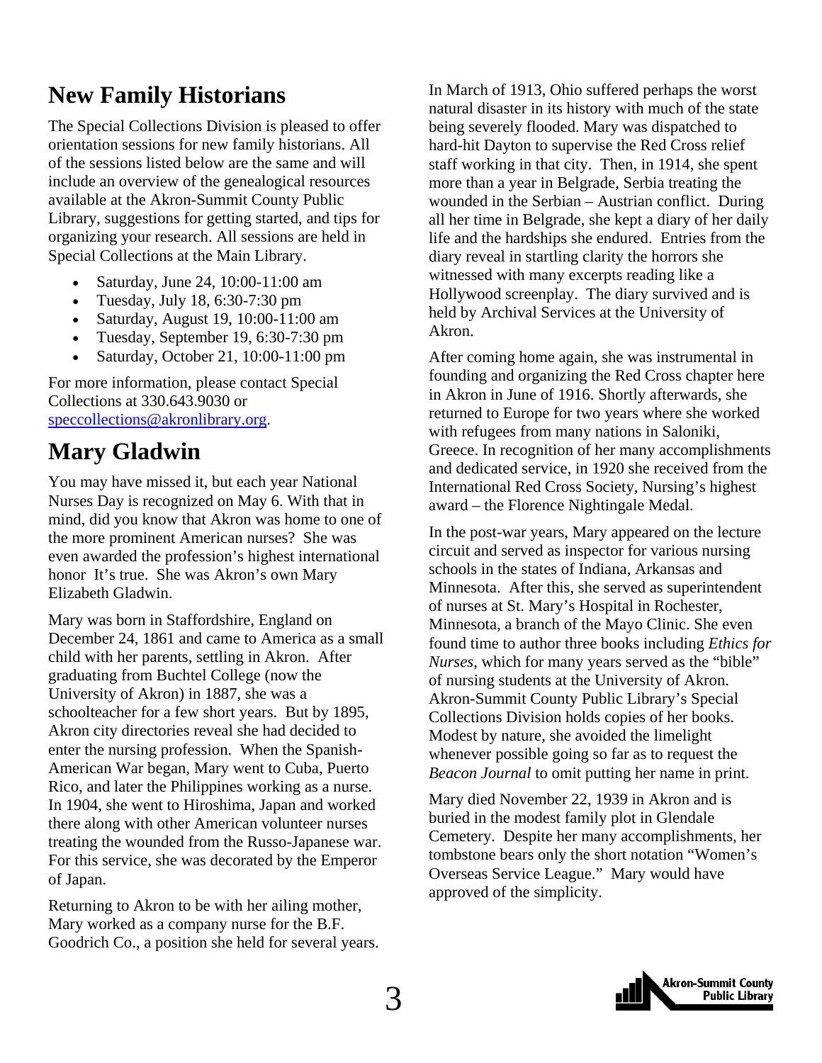## New Family Historians

The Special Collections Division is pleased to offer orientation sessions for new family historians. All of the sessions listed below are the same and will include an overview of the genealogical resources available at the Akron-Summit County Public Library, suggestions for getting started, and tips for organizing your research. All sessions are held in Special Collections at the Main Library.

- Saturday, June 24, 10:00-11:00 am
- Tuesday, July 18, 6:30-7:30 pm
- Saturday, August 19, 10:00-11:00 am
- Tuesday, September 19, 6:30-7:30 pm
- Saturday, October 21, 10:00-11:00 pm

For more information, please contact Special Collections at 330.643.9030 or speccollections@akronlibrary.org.

## Mary Gladwin

You may have missed it, but each year National Nurses Day is recognized on May 6. With that in mind, did you know that Akron was home to one of the more prominent American nurses? She was even awarded the profession's highest international honor It's true. She was Akron's own Mary Elizabeth Gladwin.

Mary was born in Staffordshire, England on December 24, 1861 and came to America as a small child with her parents, settling in Akron. After graduating from Buchtel College (now the University of Akron) in 1887, she was a schoolteacher for a few short years. But by 1895, Akron city directories reveal she had decided to enter the nursing profession. When the Spanish-American War began, Mary went to Cuba, Puerto Rico, and later the Philippines working as a nurse. In 1904, she went to Hiroshima, Japan and worked there along with other American volunteer nurses treating the wounded from the Russo-Japanese war. For this service, she was decorated by the Emperor of Japan.

Returning to Akron to be with her ailing mother, Mary worked as a company nurse for the B.F. Goodrich Co., a position she held for several years.

In March of 1913, Ohio suffered perhaps the worst natural disaster in its history with much of the state being severely flooded. Mary was dispatched to hard-hit Dayton to supervise the Red Cross relief staff working in that city. Then, in 1914, she spent more than a year in Belgrade, Serbia treating the wounded in the Serbian – Austrian conflict. During all her time in Belgrade, she kept a diary of her daily life and the hardships she endured. Entries from the diary reveal in startling clarity the horrors she witnessed with many excerpts reading like a Hollywood screenplay. The diary survived and is held by Archival Services at the University of Akron.

After coming home again, she was instrumental in founding and organizing the Red Cross chapter here in Akron in June of 1916. Shortly afterwards, she returned to Europe for two years where she worked with refugees from many nations in Saloniki, Greece. In recognition of her many accomplishments and dedicated service, in 1920 she received from the International Red Cross Society, Nursing's highest award – the Florence Nightingale Medal.

In the post-war years, Mary appeared on the lecture circuit and served as inspector for various nursing schools in the states of Indiana, Arkansas and Minnesota. After this, she served as superintendent of nurses at St. Mary's Hospital in Rochester, Minnesota, a branch of the Mayo Clinic. She even found time to author three books including *Ethics for Nurses*, which for many years served as the "bible" of nursing students at the University of Akron. Akron-Summit County Public Library's Special Collections Division holds copies of her books. Modest by nature, she avoided the limelight whenever possible going so far as to request the *Beacon Journal* to omit putting her name in print.

Mary died November 22, 1939 in Akron and is buried in the modest family plot in Glendale Cemetery. Despite her many accomplishments, her tombstone bears only the short notation "Women's Overseas Service League." Mary would have approved of the simplicity.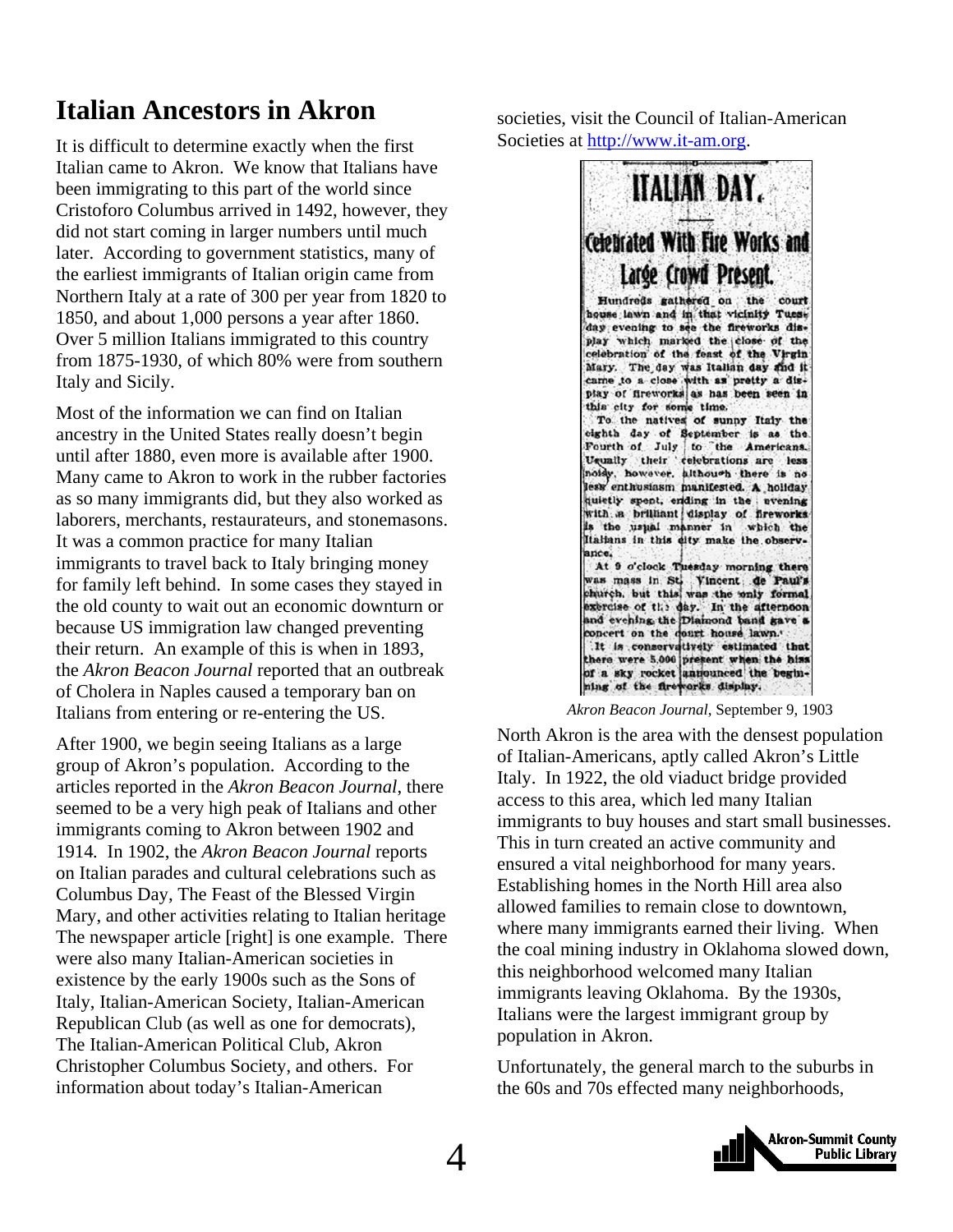# Italian Ancestors in Akron

It is difficult to determine exactly when the first Italian came to Akron. We know that Italians have been immigrating to this part of the world since Cristoforo Columbus arrived in 1492, however, they did not start coming in larger numbers until much later. According to government statistics, many of the earliest immigrants of Italian origin came from Northern Italy at a rate of 300 per year from 1820 to 1850, and about 1,000 persons a year after 1860. Over 5 million Italians immigrated to this country from 1875-1930, of which 80% were from southern Italy and Sicily.

Most of the information we can find on Italian ancestry in the United States really doesn't begin until after 1880, even more is available after 1900. Many came to Akron to work in the rubber factories as so many immigrants did, but they also worked as laborers, merchants, restaurateurs, and stonemasons. It was a common practice for many Italian immigrants to travel back to Italy bringing money for family left behind. In some cases they stayed in the old county to wait out an economic downturn or because US immigration law changed preventing their return. An example of this is when in 1893, the *Akron Beacon Journal* reported that an outbreak of Cholera in Naples caused a temporary ban on Italians from entering or re-entering the US.

After 1900, we begin seeing Italians as a large group of Akron's population. According to the articles reported in the *Akron Beacon Journal*, there seemed to be a very high peak of Italians and other immigrants coming to Akron between 1902 and 1914. In 1902, the *Akron Beacon Journal* reports on Italian parades and cultural celebrations such as Columbus Day, The Feast of the Blessed Virgin Mary, and other activities relating to Italian heritage The newspaper article [right] is one example. There were also many Italian-American societies in existence by the early 1900s such as the Sons of Italy, Italian-American Society, Italian-American Republican Club (as well as one for democrats), The Italian-American Political Club, Akron Christopher Columbus Society, and others. For information about today's Italian-American societies, visit the Council of Italian-American Societies at http://www.it-am.org.

**ITALIAN DAY.**

**Celebrated With Fire Works and Large Crowd Present.**

Hundreds gathered on the court house lawn and in that vicinity Tuesday evening to see the fireworks display which marked the close of the celebration of the feast of the Virgin Mary. The day was Italian day and it came to a close with as pretty a display of fireworks as has been seen in this city for some time.

To the natives of sunny Italy the eighth day of September is as the Fourth of July to the Americans. Usually their celebrations are less noisy, however, although there is no less enthusiasm manifested. A holiday quietly spent, ending in the evening with a brilliant display of fireworks is the usual manner in which the Italians in this city make the observance.

At 9 o'clock Tuesday morning there was mass in St. Vincent de Paul's church, but this was the only formal exercise of the day. In the afternoon and evening the Diamond band gave a concert on the court house lawn.

It is conservatively estimated that there were 5,000 present when the hiss of a sky rocket announced the beginning of the fireworks display.

*Akron Beacon Journal*, September 9, 1903

North Akron is the area with the densest population of Italian-Americans, aptly called Akron's Little Italy. In 1922, the old viaduct bridge provided access to this area, which led many Italian immigrants to buy houses and start small businesses. This in turn created an active community and ensured a vital neighborhood for many years. Establishing homes in the North Hill area also allowed families to remain close to downtown, where many immigrants earned their living. When the coal mining industry in Oklahoma slowed down, this neighborhood welcomed many Italian immigrants leaving Oklahoma. By the 1930s, Italians were the largest immigrant group by population in Akron.

Unfortunately, the general march to the suburbs in the 60s and 70s effected many neighborhoods,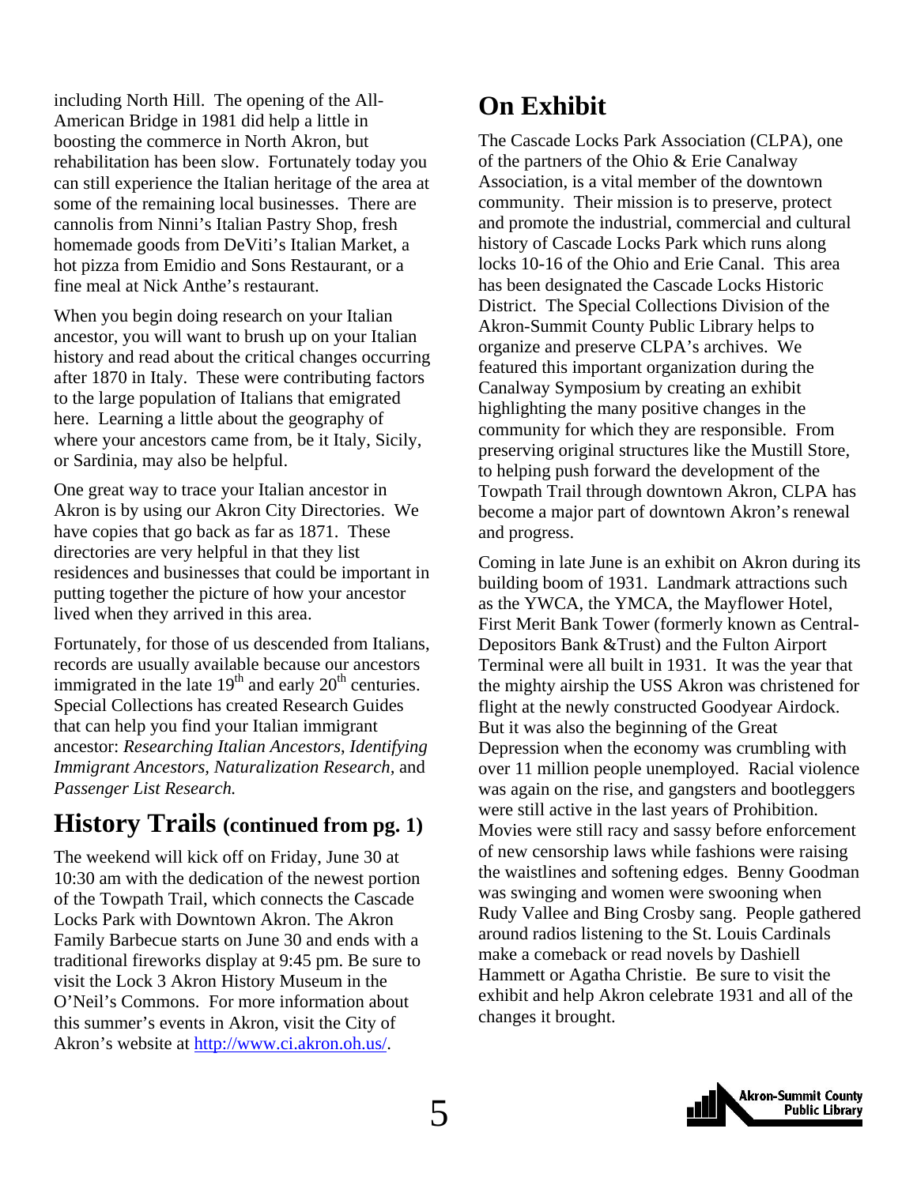including North Hill. The opening of the All-American Bridge in 1981 did help a little in boosting the commerce in North Akron, but rehabilitation has been slow. Fortunately today you can still experience the Italian heritage of the area at some of the remaining local businesses. There are cannolis from Ninni's Italian Pastry Shop, fresh homemade goods from DeViti's Italian Market, a hot pizza from Emidio and Sons Restaurant, or a fine meal at Nick Anthe's restaurant.

When you begin doing research on your Italian ancestor, you will want to brush up on your Italian history and read about the critical changes occurring after 1870 in Italy. These were contributing factors to the large population of Italians that emigrated here. Learning a little about the geography of where your ancestors came from, be it Italy, Sicily, or Sardinia, may also be helpful.

One great way to trace your Italian ancestor in Akron is by using our Akron City Directories. We have copies that go back as far as 1871. These directories are very helpful in that they list residences and businesses that could be important in putting together the picture of how your ancestor lived when they arrived in this area.

Fortunately, for those of us descended from Italians, records are usually available because our ancestors immigrated in the late 19th and early 20th centuries. Special Collections has created Research Guides that can help you find your Italian immigrant ancestor: *Researching Italian Ancestors*, *Identifying Immigrant Ancestors*, *Naturalization Research*, and *Passenger List Research.*

## History Trails (continued from pg. 1)

The weekend will kick off on Friday, June 30 at 10:30 am with the dedication of the newest portion of the Towpath Trail, which connects the Cascade Locks Park with Downtown Akron. The Akron Family Barbecue starts on June 30 and ends with a traditional fireworks display at 9:45 pm. Be sure to visit the Lock 3 Akron History Museum in the O'Neil's Commons. For more information about this summer's events in Akron, visit the City of Akron's website at http://www.ci.akron.oh.us/.

## On Exhibit

The Cascade Locks Park Association (CLPA), one of the partners of the Ohio & Erie Canalway Association, is a vital member of the downtown community. Their mission is to preserve, protect and promote the industrial, commercial and cultural history of Cascade Locks Park which runs along locks 10-16 of the Ohio and Erie Canal. This area has been designated the Cascade Locks Historic District. The Special Collections Division of the Akron-Summit County Public Library helps to organize and preserve CLPA's archives. We featured this important organization during the Canalway Symposium by creating an exhibit highlighting the many positive changes in the community for which they are responsible. From preserving original structures like the Mustill Store, to helping push forward the development of the Towpath Trail through downtown Akron, CLPA has become a major part of downtown Akron's renewal and progress.

Coming in late June is an exhibit on Akron during its building boom of 1931. Landmark attractions such as the YWCA, the YMCA, the Mayflower Hotel, First Merit Bank Tower (formerly known as Central-Depositors Bank &Trust) and the Fulton Airport Terminal were all built in 1931. It was the year that the mighty airship the USS Akron was christened for flight at the newly constructed Goodyear Airdock. But it was also the beginning of the Great Depression when the economy was crumbling with over 11 million people unemployed. Racial violence was again on the rise, and gangsters and bootleggers were still active in the last years of Prohibition. Movies were still racy and sassy before enforcement of new censorship laws while fashions were raising the waistlines and softening edges. Benny Goodman was swinging and women were swooning when Rudy Vallee and Bing Crosby sang. People gathered around radios listening to the St. Louis Cardinals make a comeback or read novels by Dashiell Hammett or Agatha Christie. Be sure to visit the exhibit and help Akron celebrate 1931 and all of the changes it brought.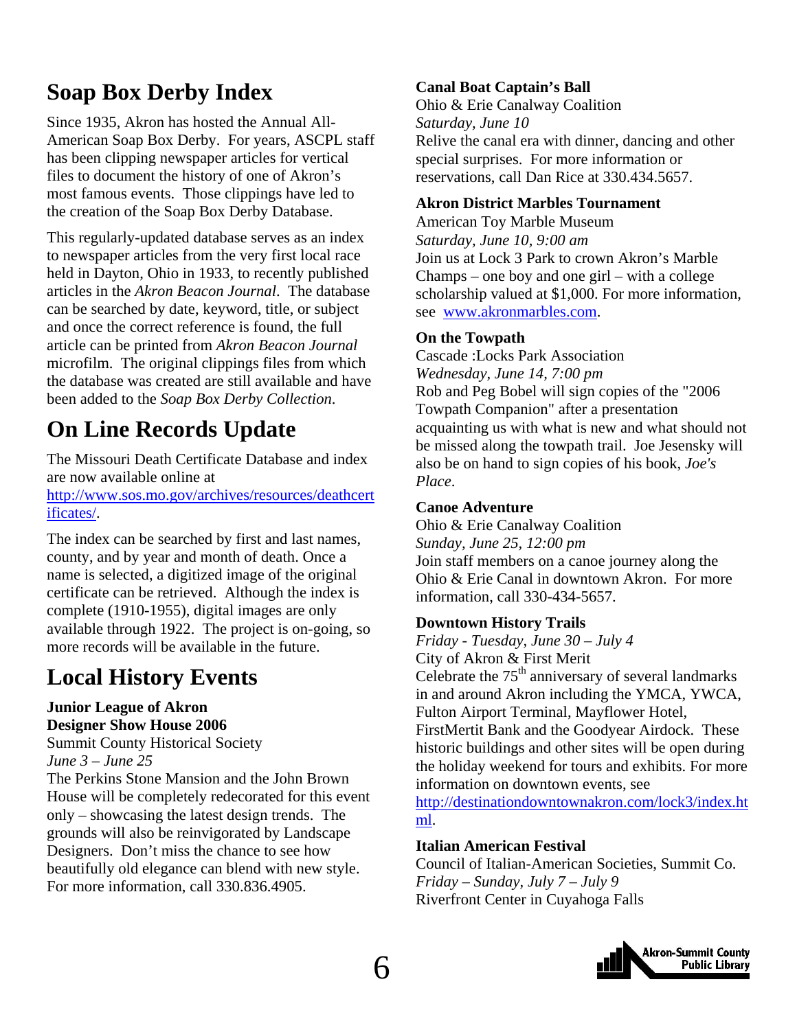## Soap Box Derby Index

Since 1935, Akron has hosted the Annual All-American Soap Box Derby. For years, ASCPL staff has been clipping newspaper articles for vertical files to document the history of one of Akron's most famous events. Those clippings have led to the creation of the Soap Box Derby Database.

This regularly-updated database serves as an index to newspaper articles from the very first local race held in Dayton, Ohio in 1933, to recently published articles in the *Akron Beacon Journal*. The database can be searched by date, keyword, title, or subject and once the correct reference is found, the full article can be printed from *Akron Beacon Journal* microfilm. The original clippings files from which the database was created are still available and have been added to the *Soap Box Derby Collection*.

## On Line Records Update

The Missouri Death Certificate Database and index are now available online at http://www.sos.mo.gov/archives/resources/deathcertificates/.

The index can be searched by first and last names, county, and by year and month of death. Once a name is selected, a digitized image of the original certificate can be retrieved. Although the index is complete (1910-1955), digital images are only available through 1922. The project is on-going, so more records will be available in the future.

## Local History Events

**Junior League of Akron Designer Show House 2006**
Summit County Historical Society
*June 3 – June 25*
The Perkins Stone Mansion and the John Brown House will be completely redecorated for this event only – showcasing the latest design trends. The grounds will also be reinvigorated by Landscape Designers. Don't miss the chance to see how beautifully old elegance can blend with new style. For more information, call 330.836.4905.

**Canal Boat Captain's Ball**
Ohio & Erie Canalway Coalition
*Saturday, June 10*
Relive the canal era with dinner, dancing and other special surprises. For more information or reservations, call Dan Rice at 330.434.5657.

**Akron District Marbles Tournament**
American Toy Marble Museum
*Saturday, June 10, 9:00 am*
Join us at Lock 3 Park to crown Akron's Marble Champs – one boy and one girl – with a college scholarship valued at $1,000. For more information, see www.akronmarbles.com.

**On the Towpath**
Cascade :Locks Park Association
*Wednesday, June 14, 7:00 pm*
Rob and Peg Bobel will sign copies of the "2006 Towpath Companion" after a presentation acquainting us with what is new and what should not be missed along the towpath trail. Joe Jesensky will also be on hand to sign copies of his book, *Joe's Place*.

**Canoe Adventure**
Ohio & Erie Canalway Coalition
*Sunday, June 25, 12:00 pm*
Join staff members on a canoe journey along the Ohio & Erie Canal in downtown Akron. For more information, call 330-434-5657.

**Downtown History Trails**
*Friday - Tuesday, June 30 – July 4*
City of Akron & First Merit
Celebrate the 75th anniversary of several landmarks in and around Akron including the YMCA, YWCA, Fulton Airport Terminal, Mayflower Hotel, FirstMertit Bank and the Goodyear Airdock. These historic buildings and other sites will be open during the holiday weekend for tours and exhibits. For more information on downtown events, see http://destinationdowntownakron.com/lock3/index.html.

**Italian American Festival**
Council of Italian-American Societies, Summit Co.
*Friday – Sunday, July 7 – July 9*
Riverfront Center in Cuyahoga Falls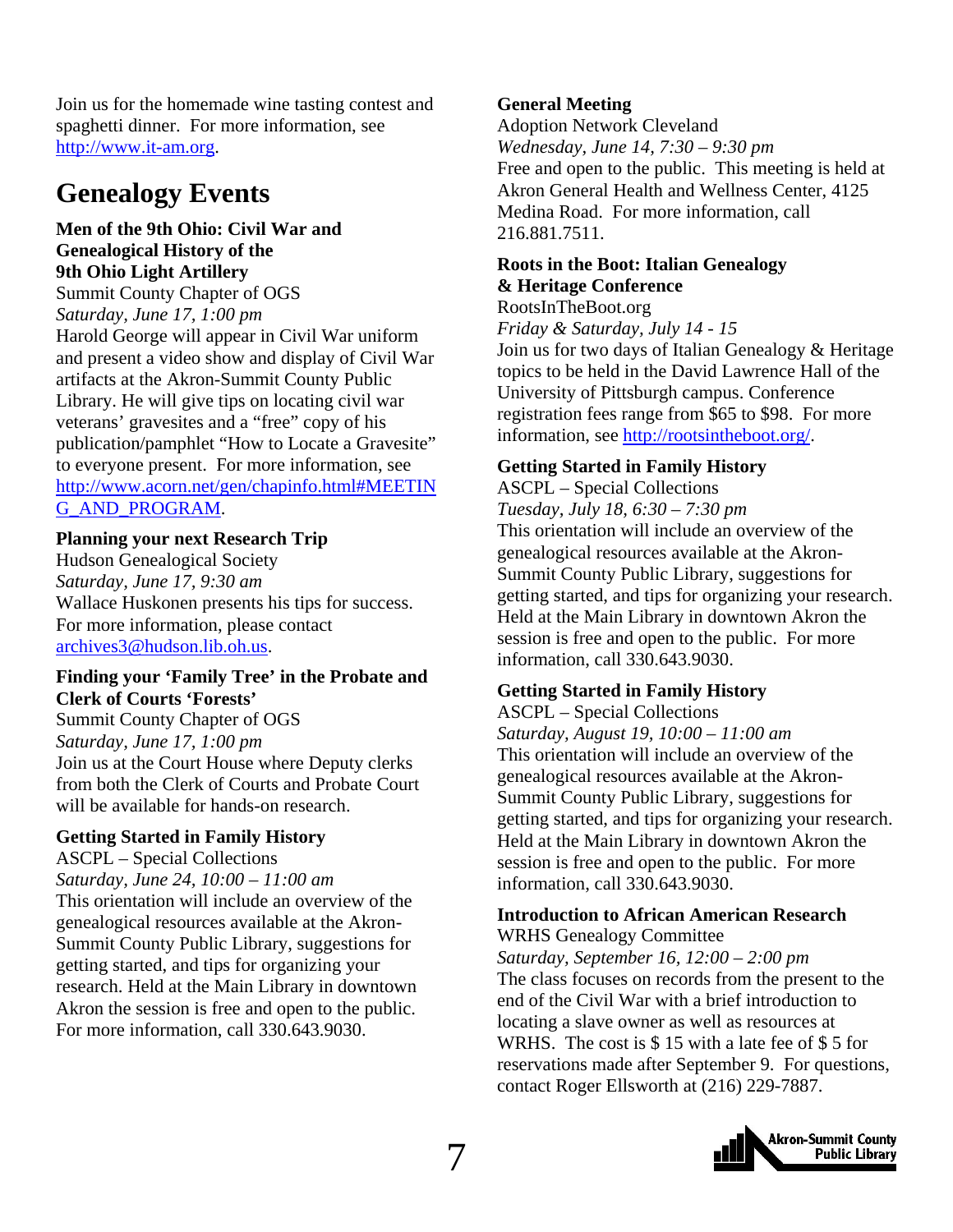Join us for the homemade wine tasting contest and spaghetti dinner. For more information, see http://www.it-am.org.

# Genealogy Events

**Men of the 9th Ohio: Civil War and Genealogical History of the 9th Ohio Light Artillery**
Summit County Chapter of OGS
*Saturday, June 17, 1:00 pm*
Harold George will appear in Civil War uniform and present a video show and display of Civil War artifacts at the Akron-Summit County Public Library. He will give tips on locating civil war veterans' gravesites and a "free" copy of his publication/pamphlet "How to Locate a Gravesite" to everyone present. For more information, see http://www.acorn.net/gen/chapinfo.html#MEETING_AND_PROGRAM.

**Planning your next Research Trip**
Hudson Genealogical Society
*Saturday, June 17, 9:30 am*
Wallace Huskonen presents his tips for success. For more information, please contact archives3@hudson.lib.oh.us.

**Finding your 'Family Tree' in the Probate and Clerk of Courts 'Forests'**
Summit County Chapter of OGS
*Saturday, June 17, 1:00 pm*
Join us at the Court House where Deputy clerks from both the Clerk of Courts and Probate Court will be available for hands-on research.

**Getting Started in Family History**
ASCPL – Special Collections
*Saturday, June 24, 10:00 – 11:00 am*
This orientation will include an overview of the genealogical resources available at the Akron-Summit County Public Library, suggestions for getting started, and tips for organizing your research. Held at the Main Library in downtown Akron the session is free and open to the public. For more information, call 330.643.9030.

**General Meeting**
Adoption Network Cleveland
*Wednesday, June 14, 7:30 – 9:30 pm*
Free and open to the public. This meeting is held at Akron General Health and Wellness Center, 4125 Medina Road. For more information, call 216.881.7511.

**Roots in the Boot: Italian Genealogy & Heritage Conference**
RootsInTheBoot.org
*Friday & Saturday, July 14 - 15*
Join us for two days of Italian Genealogy & Heritage topics to be held in the David Lawrence Hall of the University of Pittsburgh campus. Conference registration fees range from $65 to $98. For more information, see http://rootsintheboot.org/.

**Getting Started in Family History**
ASCPL – Special Collections
*Tuesday, July 18, 6:30 – 7:30 pm*
This orientation will include an overview of the genealogical resources available at the Akron-Summit County Public Library, suggestions for getting started, and tips for organizing your research. Held at the Main Library in downtown Akron the session is free and open to the public. For more information, call 330.643.9030.

**Getting Started in Family History**
ASCPL – Special Collections
*Saturday, August 19, 10:00 – 11:00 am*
This orientation will include an overview of the genealogical resources available at the Akron-Summit County Public Library, suggestions for getting started, and tips for organizing your research. Held at the Main Library in downtown Akron the session is free and open to the public. For more information, call 330.643.9030.

**Introduction to African American Research**
WRHS Genealogy Committee
*Saturday, September 16, 12:00 – 2:00 pm*
The class focuses on records from the present to the end of the Civil War with a brief introduction to locating a slave owner as well as resources at WRHS. The cost is $ 15 with a late fee of $ 5 for reservations made after September 9. For questions, contact Roger Ellsworth at (216) 229-7887.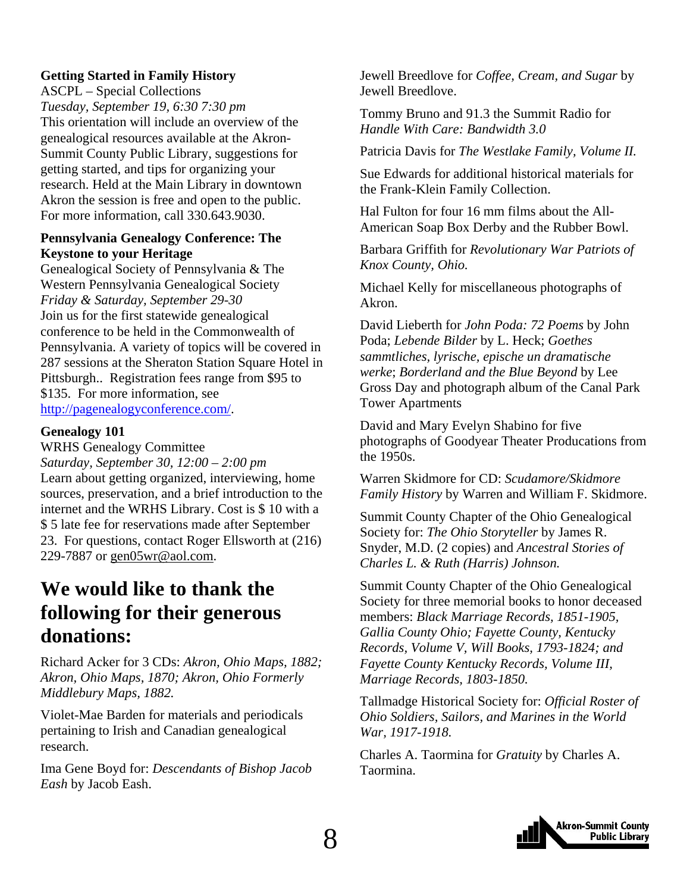**Getting Started in Family History**
ASCPL – Special Collections
*Tuesday, September 19, 6:30 7:30 pm*
This orientation will include an overview of the genealogical resources available at the Akron-Summit County Public Library, suggestions for getting started, and tips for organizing your research. Held at the Main Library in downtown Akron the session is free and open to the public. For more information, call 330.643.9030.

**Pennsylvania Genealogy Conference: The Keystone to your Heritage**
Genealogical Society of Pennsylvania & The Western Pennsylvania Genealogical Society
*Friday & Saturday, September 29-30*
Join us for the first statewide genealogical conference to be held in the Commonwealth of Pennsylvania. A variety of topics will be covered in 287 sessions at the Sheraton Station Square Hotel in Pittsburgh.. Registration fees range from $95 to $135. For more information, see http://pagenealogyconference.com/.

**Genealogy 101**
WRHS Genealogy Committee
*Saturday, September 30, 12:00 – 2:00 pm*
Learn about getting organized, interviewing, home sources, preservation, and a brief introduction to the internet and the WRHS Library. Cost is $ 10 with a $ 5 late fee for reservations made after September 23. For questions, contact Roger Ellsworth at (216) 229-7887 or gen05wr@aol.com.

# We would like to thank the following for their generous donations:

Richard Acker for 3 CDs: *Akron, Ohio Maps, 1882; Akron, Ohio Maps, 1870; Akron, Ohio Formerly Middlebury Maps, 1882.*

Violet-Mae Barden for materials and periodicals pertaining to Irish and Canadian genealogical research.

Ima Gene Boyd for: *Descendants of Bishop Jacob Eash* by Jacob Eash.

Jewell Breedlove for *Coffee, Cream, and Sugar* by Jewell Breedlove.

Tommy Bruno and 91.3 the Summit Radio for *Handle With Care: Bandwidth 3.0*

Patricia Davis for *The Westlake Family, Volume II.*

Sue Edwards for additional historical materials for the Frank-Klein Family Collection.

Hal Fulton for four 16 mm films about the All-American Soap Box Derby and the Rubber Bowl.

Barbara Griffith for *Revolutionary War Patriots of Knox County, Ohio.*

Michael Kelly for miscellaneous photographs of Akron.

David Lieberth for *John Poda: 72 Poems* by John Poda; *Lebende Bilder* by L. Heck; *Goethes sammtliches, lyrische, epische un dramatische werke*; *Borderland and the Blue Beyond* by Lee Gross Day and photograph album of the Canal Park Tower Apartments

David and Mary Evelyn Shabino for five photographs of Goodyear Theater Producations from the 1950s.

Warren Skidmore for CD: *Scudamore/Skidmore Family History* by Warren and William F. Skidmore.

Summit County Chapter of the Ohio Genealogical Society for: *The Ohio Storyteller* by James R. Snyder, M.D. (2 copies) and *Ancestral Stories of Charles L. & Ruth (Harris) Johnson.*

Summit County Chapter of the Ohio Genealogical Society for three memorial books to honor deceased members: *Black Marriage Records, 1851-1905, Gallia County Ohio; Fayette County, Kentucky Records, Volume V, Will Books, 1793-1824; and Fayette County Kentucky Records, Volume III, Marriage Records, 1803-1850.*

Tallmadge Historical Society for: *Official Roster of Ohio Soldiers, Sailors, and Marines in the World War, 1917-1918.*

Charles A. Taormina for *Gratuity* by Charles A. Taormina.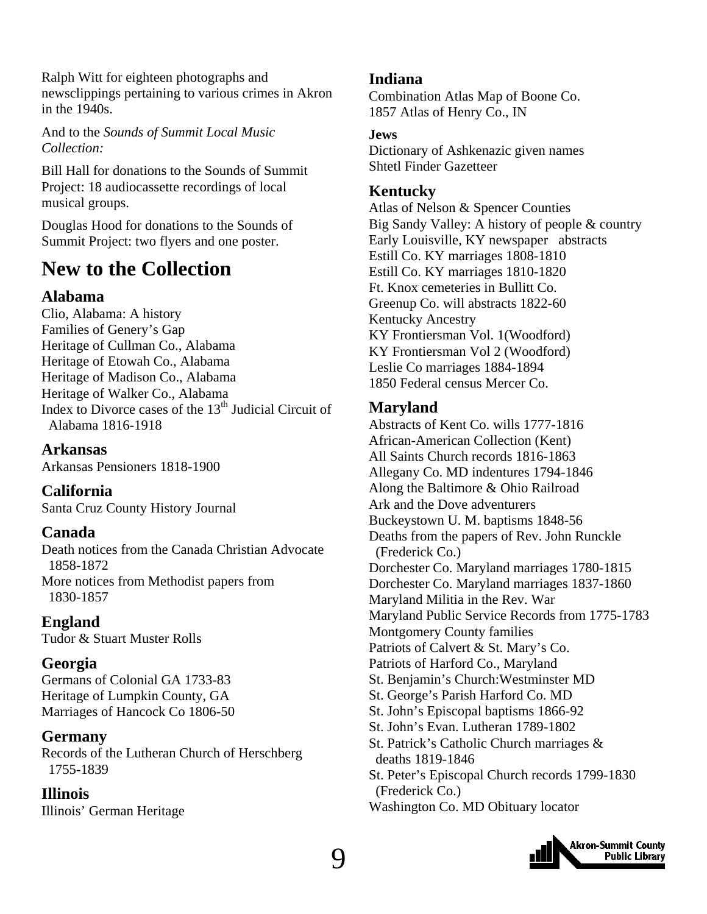Ralph Witt for eighteen photographs and newsclippings pertaining to various crimes in Akron in the 1940s.

And to the *Sounds of Summit Local Music Collection:*

Bill Hall for donations to the Sounds of Summit Project: 18 audiocassette recordings of local musical groups.

Douglas Hood for donations to the Sounds of Summit Project: two flyers and one poster.

# New to the Collection

### Alabama

Clio, Alabama: A history
Families of Genery's Gap
Heritage of Cullman Co., Alabama
Heritage of Etowah Co., Alabama
Heritage of Madison Co., Alabama
Heritage of Walker Co., Alabama
Index to Divorce cases of the 13th Judicial Circuit of Alabama 1816-1918

### Arkansas

Arkansas Pensioners 1818-1900

### California

Santa Cruz County History Journal

### Canada

Death notices from the Canada Christian Advocate 1858-1872
More notices from Methodist papers from 1830-1857

### England

Tudor & Stuart Muster Rolls

### Georgia

Germans of Colonial GA 1733-83
Heritage of Lumpkin County, GA
Marriages of Hancock Co 1806-50

### Germany

Records of the Lutheran Church of Herschberg 1755-1839

### Illinois

Illinois' German Heritage

### Indiana

Combination Atlas Map of Boone Co.
1857 Atlas of Henry Co., IN

#### Jews

Dictionary of Ashkenazic given names
Shtetl Finder Gazetteer

### Kentucky

Atlas of Nelson & Spencer Counties
Big Sandy Valley: A history of people & country
Early Louisville, KY newspaper abstracts
Estill Co. KY marriages 1808-1810
Estill Co. KY marriages 1810-1820
Ft. Knox cemeteries in Bullitt Co.
Greenup Co. will abstracts 1822-60
Kentucky Ancestry
KY Frontiersman Vol. 1(Woodford)
KY Frontiersman Vol 2 (Woodford)
Leslie Co marriages 1884-1894
1850 Federal census Mercer Co.

### Maryland

Abstracts of Kent Co. wills 1777-1816
African-American Collection (Kent)
All Saints Church records 1816-1863
Allegany Co. MD indentures 1794-1846
Along the Baltimore & Ohio Railroad
Ark and the Dove adventurers
Buckeystown U. M. baptisms 1848-56
Deaths from the papers of Rev. John Runckle (Frederick Co.)
Dorchester Co. Maryland marriages 1780-1815
Dorchester Co. Maryland marriages 1837-1860
Maryland Militia in the Rev. War
Maryland Public Service Records from 1775-1783
Montgomery County families
Patriots of Calvert & St. Mary's Co.
Patriots of Harford Co., Maryland
St. Benjamin's Church:Westminster MD
St. George's Parish Harford Co. MD
St. John's Episcopal baptisms 1866-92
St. John's Evan. Lutheran 1789-1802
St. Patrick's Catholic Church marriages & deaths 1819-1846
St. Peter's Episcopal Church records 1799-1830 (Frederick Co.)
Washington Co. MD Obituary locator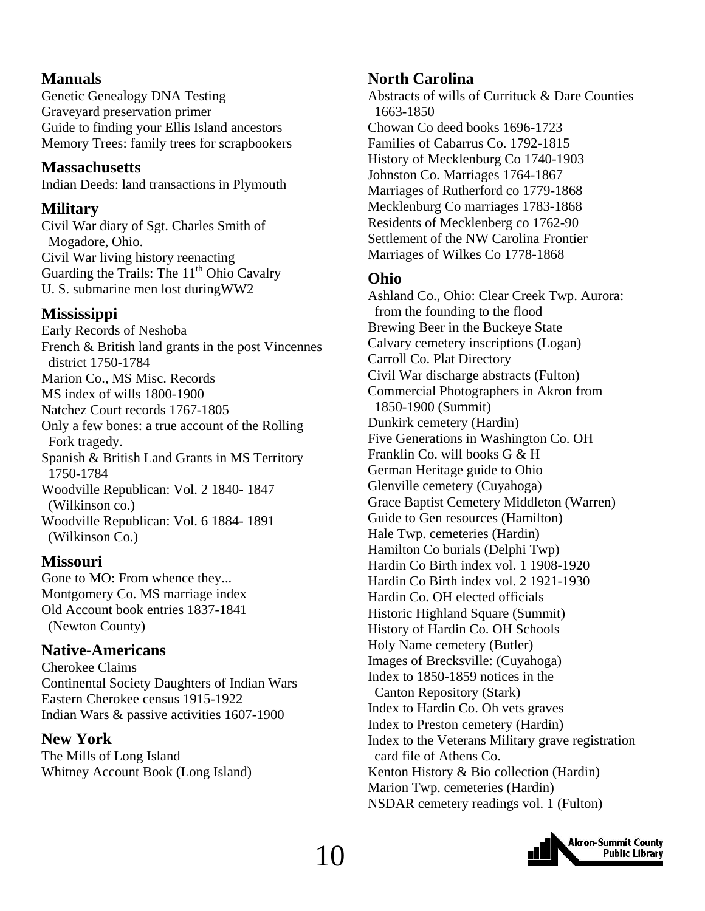## Manuals

Genetic Genealogy DNA Testing
Graveyard preservation primer
Guide to finding your Ellis Island ancestors
Memory Trees: family trees for scrapbookers

## Massachusetts

Indian Deeds: land transactions in Plymouth

## Military

Civil War diary of Sgt. Charles Smith of Mogadore, Ohio.
Civil War living history reenacting
Guarding the Trails: The 11th Ohio Cavalry
U. S. submarine men lost duringWW2

## Mississippi

Early Records of Neshoba
French & British land grants in the post Vincennes district 1750-1784
Marion Co., MS Misc. Records
MS index of wills 1800-1900
Natchez Court records 1767-1805
Only a few bones: a true account of the Rolling Fork tragedy.
Spanish & British Land Grants in MS Territory 1750-1784
Woodville Republican: Vol. 2 1840- 1847 (Wilkinson co.)
Woodville Republican: Vol. 6 1884- 1891 (Wilkinson Co.)

## Missouri

Gone to MO: From whence they...
Montgomery Co. MS marriage index
Old Account book entries 1837-1841 (Newton County)

## Native-Americans

Cherokee Claims
Continental Society Daughters of Indian Wars
Eastern Cherokee census 1915-1922
Indian Wars & passive activities 1607-1900

## New York

The Mills of Long Island
Whitney Account Book (Long Island)

## North Carolina

Abstracts of wills of Currituck & Dare Counties 1663-1850
Chowan Co deed books 1696-1723
Families of Cabarrus Co. 1792-1815
History of Mecklenburg Co 1740-1903
Johnston Co. Marriages 1764-1867
Marriages of Rutherford co 1779-1868
Mecklenburg Co marriages 1783-1868
Residents of Mecklenberg co 1762-90
Settlement of the NW Carolina Frontier
Marriages of Wilkes Co 1778-1868

## Ohio

Ashland Co., Ohio: Clear Creek Twp. Aurora: from the founding to the flood
Brewing Beer in the Buckeye State
Calvary cemetery inscriptions (Logan)
Carroll Co. Plat Directory
Civil War discharge abstracts (Fulton)
Commercial Photographers in Akron from 1850-1900 (Summit)
Dunkirk cemetery (Hardin)
Five Generations in Washington Co. OH
Franklin Co. will books G & H
German Heritage guide to Ohio
Glenville cemetery (Cuyahoga)
Grace Baptist Cemetery Middleton (Warren)
Guide to Gen resources (Hamilton)
Hale Twp. cemeteries (Hardin)
Hamilton Co burials (Delphi Twp)
Hardin Co Birth index vol. 1 1908-1920
Hardin Co Birth index vol. 2 1921-1930
Hardin Co. OH elected officials
Historic Highland Square (Summit)
History of Hardin Co. OH Schools
Holy Name cemetery (Butler)
Images of Brecksville: (Cuyahoga)
Index to 1850-1859 notices in the Canton Repository (Stark)
Index to Hardin Co. Oh vets graves
Index to Preston cemetery (Hardin)
Index to the Veterans Military grave registration card file of Athens Co.
Kenton History & Bio collection (Hardin)
Marion Twp. cemeteries (Hardin)
NSDAR cemetery readings vol. 1 (Fulton)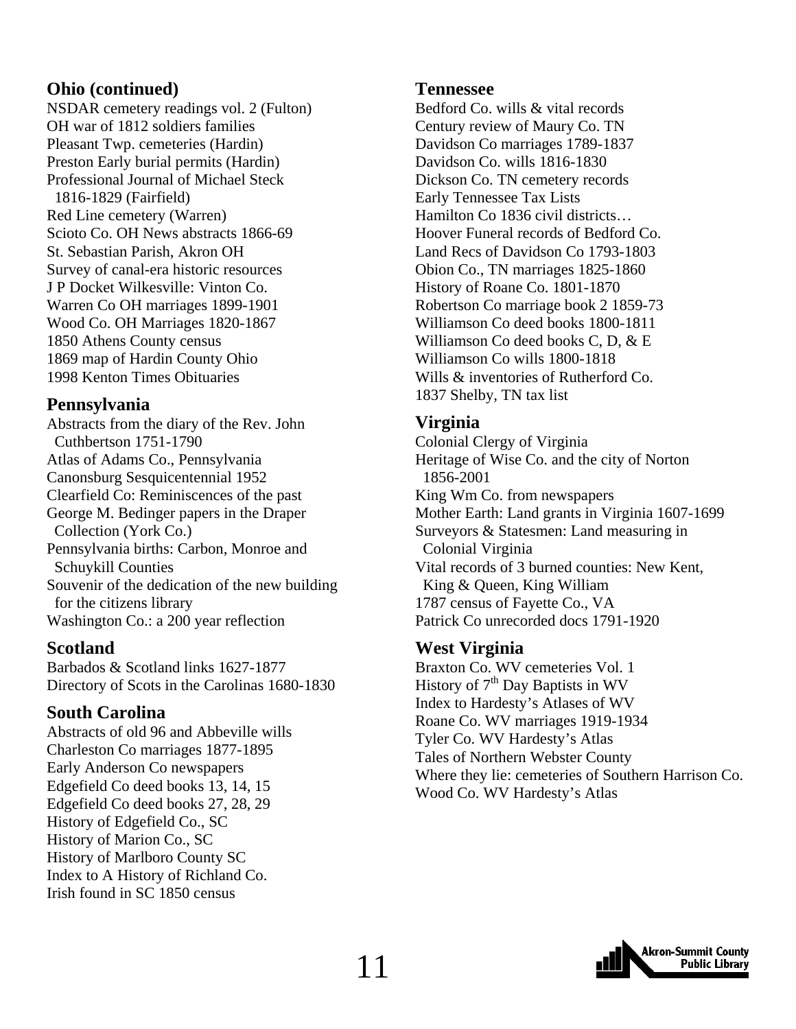## Ohio (continued)

NSDAR cemetery readings vol. 2 (Fulton)
OH war of 1812 soldiers families
Pleasant Twp. cemeteries (Hardin)
Preston Early burial permits (Hardin)
Professional Journal of Michael Steck 1816-1829 (Fairfield)
Red Line cemetery (Warren)
Scioto Co. OH News abstracts 1866-69
St. Sebastian Parish, Akron OH
Survey of canal-era historic resources
J P Docket Wilkesville: Vinton Co.
Warren Co OH marriages 1899-1901
Wood Co. OH Marriages 1820-1867
1850 Athens County census
1869 map of Hardin County Ohio
1998 Kenton Times Obituaries

## Pennsylvania

Abstracts from the diary of the Rev. John Cuthbertson 1751-1790
Atlas of Adams Co., Pennsylvania
Canonsburg Sesquicentennial 1952
Clearfield Co: Reminiscences of the past
George M. Bedinger papers in the Draper Collection (York Co.)
Pennsylvania births: Carbon, Monroe and Schuykill Counties
Souvenir of the dedication of the new building for the citizens library
Washington Co.: a 200 year reflection

## Scotland

Barbados & Scotland links 1627-1877
Directory of Scots in the Carolinas 1680-1830

## South Carolina

Abstracts of old 96 and Abbeville wills
Charleston Co marriages 1877-1895
Early Anderson Co newspapers
Edgefield Co deed books 13, 14, 15
Edgefield Co deed books 27, 28, 29
History of Edgefield Co., SC
History of Marion Co., SC
History of Marlboro County SC
Index to A History of Richland Co.
Irish found in SC 1850 census

## Tennessee

Bedford Co. wills & vital records
Century review of Maury Co. TN
Davidson Co marriages 1789-1837
Davidson Co. wills 1816-1830
Dickson Co. TN cemetery records
Early Tennessee Tax Lists
Hamilton Co 1836 civil districts…
Hoover Funeral records of Bedford Co.
Land Recs of Davidson Co 1793-1803
Obion Co., TN marriages 1825-1860
History of Roane Co. 1801-1870
Robertson Co marriage book 2 1859-73
Williamson Co deed books 1800-1811
Williamson Co deed books C, D, & E
Williamson Co wills 1800-1818
Wills & inventories of Rutherford Co.
1837 Shelby, TN tax list

## Virginia

Colonial Clergy of Virginia
Heritage of Wise Co. and the city of Norton 1856-2001
King Wm Co. from newspapers
Mother Earth: Land grants in Virginia 1607-1699
Surveyors & Statesmen: Land measuring in Colonial Virginia
Vital records of 3 burned counties: New Kent, King & Queen, King William
1787 census of Fayette Co., VA
Patrick Co unrecorded docs 1791-1920

## West Virginia

Braxton Co. WV cemeteries Vol. 1
History of 7th Day Baptists in WV
Index to Hardesty's Atlases of WV
Roane Co. WV marriages 1919-1934
Tyler Co. WV Hardesty's Atlas
Tales of Northern Webster County
Where they lie: cemeteries of Southern Harrison Co.
Wood Co. WV Hardesty's Atlas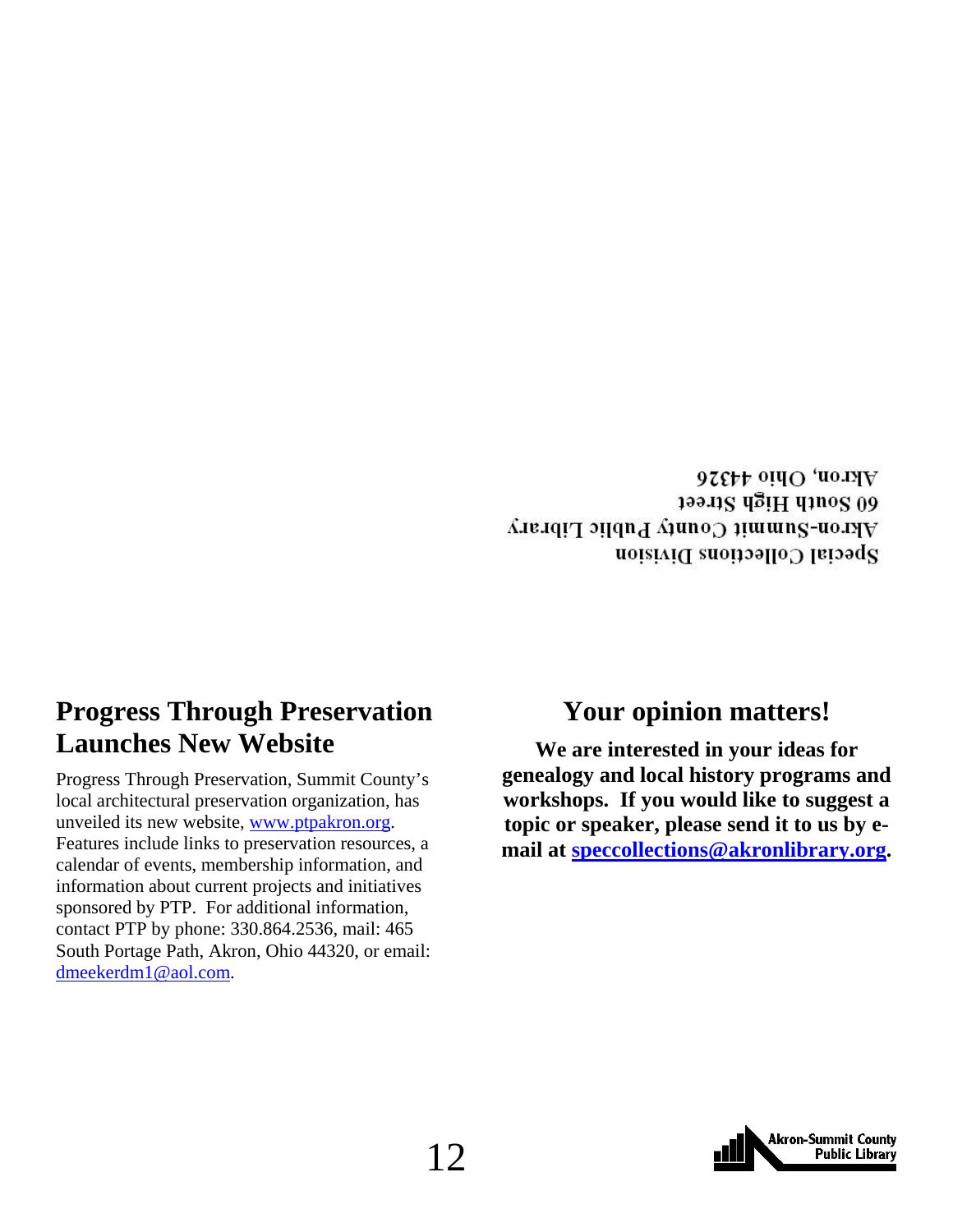Special Collections Division
Akron-Summit County Public Library
60 South High Street
Akron, Ohio 44326

## Progress Through Preservation Launches New Website

Progress Through Preservation, Summit County's local architectural preservation organization, has unveiled its new website, www.ptpakron.org. Features include links to preservation resources, a calendar of events, membership information, and information about current projects and initiatives sponsored by PTP. For additional information, contact PTP by phone: 330.864.2536, mail: 465 South Portage Path, Akron, Ohio 44320, or email: dmeekerdm1@aol.com.

## Your opinion matters!

**We are interested in your ideas for genealogy and local history programs and workshops. If you would like to suggest a topic or speaker, please send it to us by e-mail at speccollections@akronlibrary.org.**

Akron-Summit County Public Library